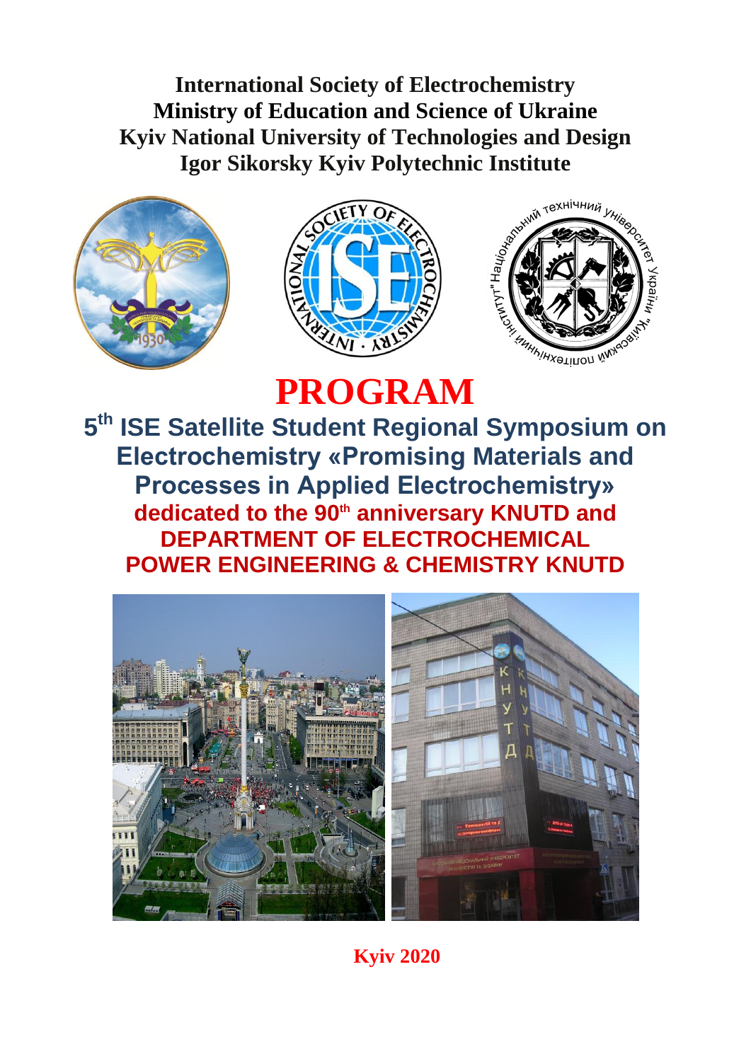**International Society of Electrochemistry**
**Ministry of Education and Science of Ukraine**
**Kyiv National University of Technologies and Design**
**Igor Sikorsky Kyiv Polytechnic Institute**

# PROGRAM

## 5th ISE Satellite Student Regional Symposium on Electrochemistry «Promising Materials and Processes in Applied Electrochemistry»

### dedicated to the 90th anniversary KNUTD and DEPARTMENT OF ELECTROCHEMICAL POWER ENGINEERING & CHEMISTRY KNUTD

**Kyiv 2020**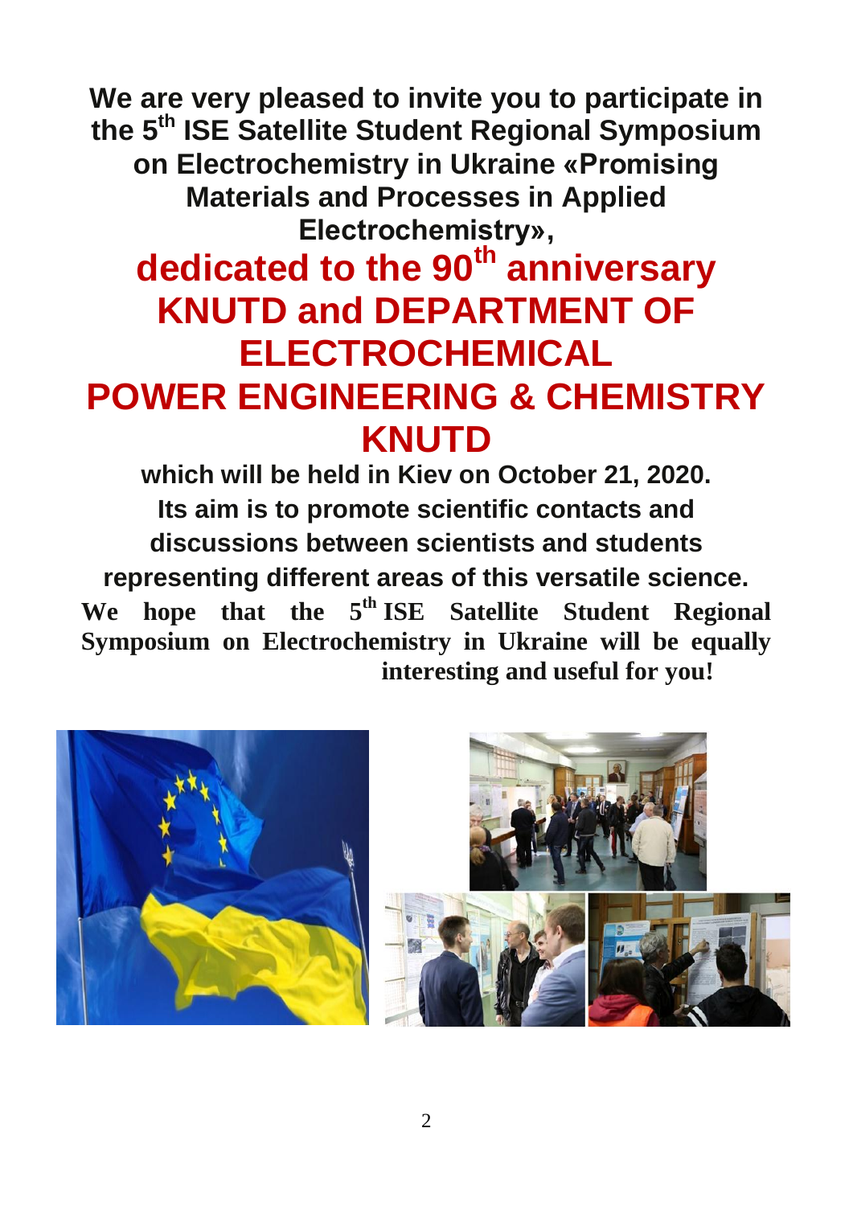**We are very pleased to invite you to participate in the 5th ISE Satellite Student Regional Symposium on Electrochemistry in Ukraine «Promising Materials and Processes in Applied Electrochemistry»,**

# dedicated to the 90th anniversary KNUTD and DEPARTMENT OF ELECTROCHEMICAL POWER ENGINEERING & CHEMISTRY KNUTD

**which will be held in Kiev on October 21, 2020. Its aim is to promote scientific contacts and discussions between scientists and students representing different areas of this versatile science.**

**We hope that the 5th ISE Satellite Student Regional Symposium on Electrochemistry in Ukraine will be equally interesting and useful for you!**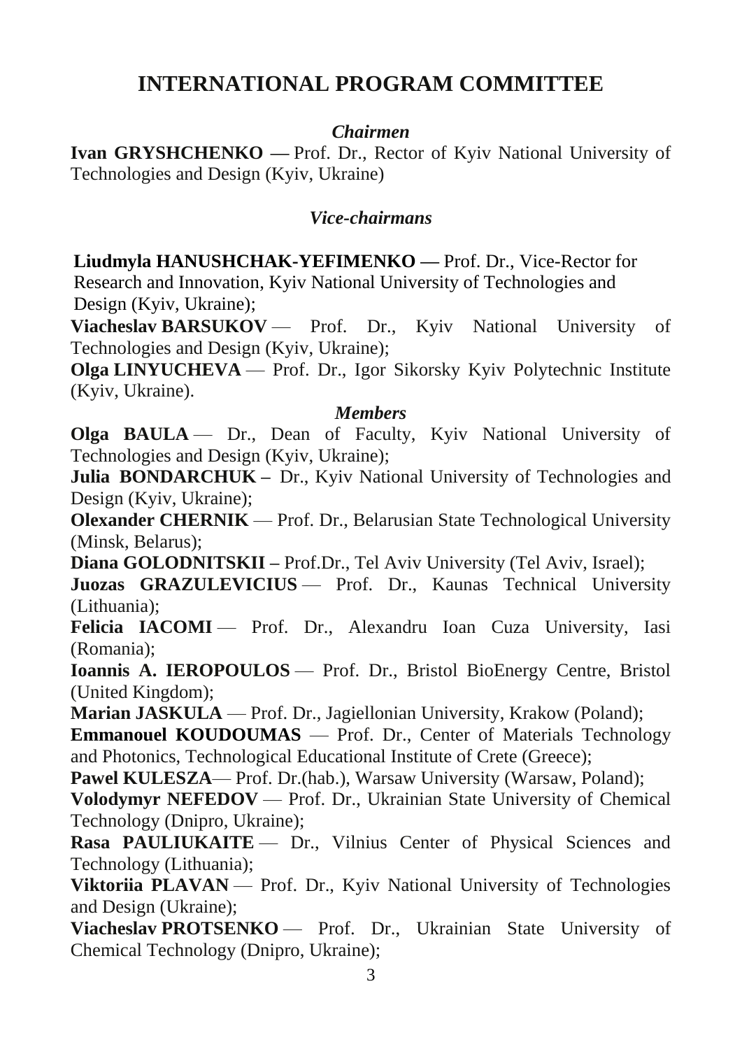# INTERNATIONAL PROGRAM COMMITTEE

*Chairmen*

**Ivan GRYSHCHENKO —** Prof. Dr., Rector of Kyiv National University of Technologies and Design (Kyiv, Ukraine)

*Vice-chairmans*

**Liudmyla HANUSHCHAK-YEFIMENKO —** Prof. Dr., Vice-Rector for Research and Innovation, Kyiv National University of Technologies and Design (Kyiv, Ukraine);

**Viacheslav BARSUKOV** — Prof. Dr., Kyiv National University of Technologies and Design (Kyiv, Ukraine);

**Olga LINYUCHEVA** — Prof. Dr., Igor Sikorsky Kyiv Polytechnic Institute (Kyiv, Ukraine).

*Members*

**Olga BAULA** — Dr., Dean of Faculty, Kyiv National University of Technologies and Design (Kyiv, Ukraine);

**Julia BONDARCHUK –** Dr., Kyiv National University of Technologies and Design (Kyiv, Ukraine);

**Olexander CHERNIK** — Prof. Dr., Belarusian State Technological University (Minsk, Belarus);

**Diana GOLODNITSKII –** Prof.Dr., Tel Aviv University (Tel Aviv, Israel);

**Juozas GRAZULEVICIUS** — Prof. Dr., Kaunas Technical University (Lithuania);

**Felicia IACOMI** — Prof. Dr., Alexandru Ioan Cuza University, Iasi (Romania);

**Ioannis A. IEROPOULOS** — Prof. Dr., Bristol BioEnergy Centre, Bristol (United Kingdom);

**Marian JASKULA** — Prof. Dr., Jagiellonian University, Krakow (Poland);

**Emmanouel KOUDOUMAS** — Prof. Dr., Center of Materials Technology and Photonics, Technological Educational Institute of Crete (Greece);

**Pawel KULESZA**— Prof. Dr.(hab.), Warsaw University (Warsaw, Poland);

**Volodymyr NEFEDOV** — Prof. Dr., Ukrainian State University of Chemical Technology (Dnipro, Ukraine);

**Rasa PAULIUKAITE** — Dr., Vilnius Center of Physical Sciences and Technology (Lithuania);

**Viktoriia PLAVAN** — Prof. Dr., Kyiv National University of Technologies and Design (Ukraine);

**Viacheslav PROTSENKO** — Prof. Dr., Ukrainian State University of Chemical Technology (Dnipro, Ukraine);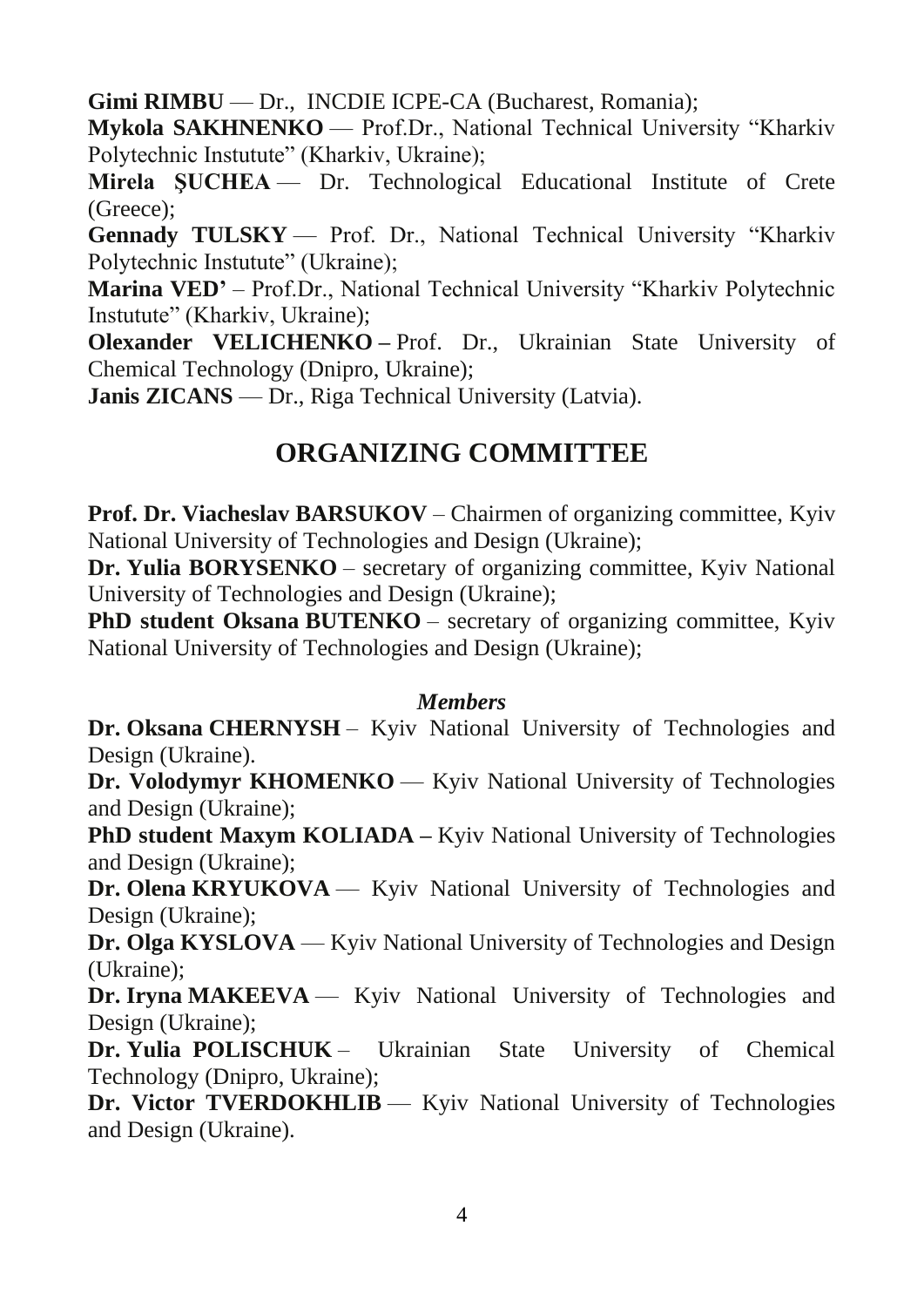**Gimi RIMBU** — Dr., INCDIE ICPE-CA (Bucharest, Romania);

**Mykola SAKHNENKO** — Prof.Dr., National Technical University "Kharkiv Polytechnic Instutute" (Kharkiv, Ukraine);

**Mirela ŞUCHEA** — Dr. Technological Educational Institute of Crete (Greece);

**Gennady TULSKY** — Prof. Dr., National Technical University "Kharkiv Polytechnic Instutute" (Ukraine);

**Marina VED'** – Prof.Dr., National Technical University "Kharkiv Polytechnic Instutute" (Kharkiv, Ukraine);

**Olexander VELICHENKO** – Prof. Dr., Ukrainian State University of Chemical Technology (Dnipro, Ukraine);

**Janis ZICANS** — Dr., Riga Technical University (Latvia).

## ORGANIZING COMMITTEE

**Prof. Dr. Viacheslav BARSUKOV** – Chairmen of organizing committee, Kyiv National University of Technologies and Design (Ukraine);

**Dr. Yulia BORYSENKO** – secretary of organizing committee, Kyiv National University of Technologies and Design (Ukraine);

**PhD student Oksana BUTENKO** – secretary of organizing committee, Kyiv National University of Technologies and Design (Ukraine);

***Members***

**Dr. Oksana CHERNYSH** – Kyiv National University of Technologies and Design (Ukraine).

**Dr. Volodymyr KHOMENKO** — Kyiv National University of Technologies and Design (Ukraine);

**PhD student Maxym KOLIADA** – Kyiv National University of Technologies and Design (Ukraine);

**Dr. Olena KRYUKOVA** — Kyiv National University of Technologies and Design (Ukraine);

**Dr. Olga KYSLOVA** — Kyiv National University of Technologies and Design (Ukraine);

**Dr. Iryna MAKEEVA** — Kyiv National University of Technologies and Design (Ukraine);

**Dr. Yulia POLISCHUK** – Ukrainian State University of Chemical Technology (Dnipro, Ukraine);

**Dr. Victor TVERDOKHLIB** — Kyiv National University of Technologies and Design (Ukraine).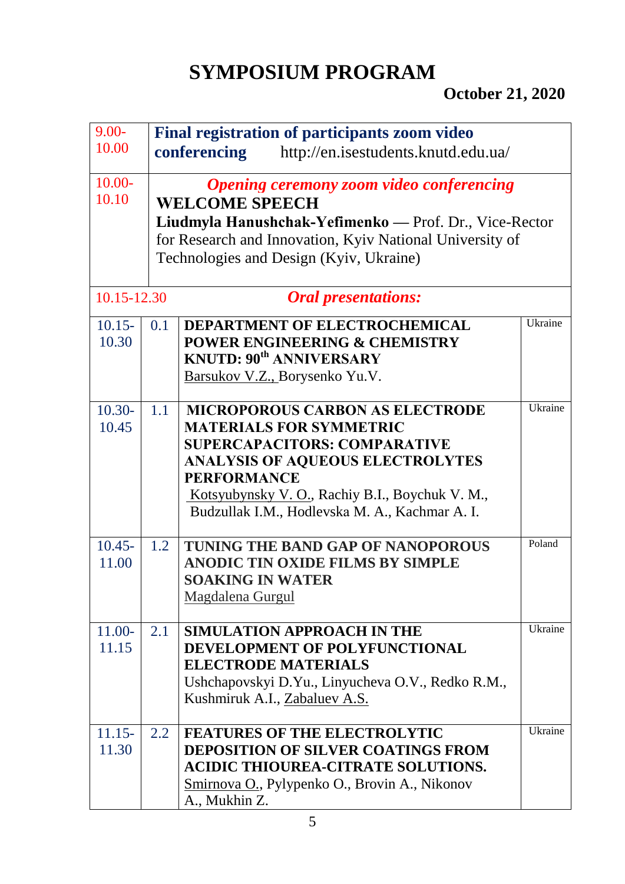# SYMPOSIUM PROGRAM

**October 21, 2020**

| Time | No. | Title / Authors | Country |
|---|---|---|---|
| 9.00-10.00 | | **Final registration of participants zoom video conferencing** http://en.isestudents.knutd.edu.ua/ | |
| 10.00-10.10 | | ***Opening ceremony zoom video conferencing*** **WELCOME SPEECH** **Liudmyla Hanushchak-Yefimenko** — Prof. Dr., Vice-Rector for Research and Innovation, Kyiv National University of Technologies and Design (Kyiv, Ukraine) | |
| 10.15-12.30 | | ***Oral presentations:*** | |
| 10.15-10.30 | 0.1 | **DEPARTMENT OF ELECTROCHEMICAL POWER ENGINEERING & CHEMISTRY KNUTD: 90th ANNIVERSARY** Barsukov V.Z., Borysenko Yu.V. | Ukraine |
| 10.30-10.45 | 1.1 | **MICROPOROUS CARBON AS ELECTRODE MATERIALS FOR SYMMETRIC SUPERCAPACITORS: COMPARATIVE ANALYSIS OF AQUEOUS ELECTROLYTES PERFORMANCE** Kotsyubynsky V. O., Rachiy B.I., Boychuk V. M., Budzullak I.M., Hodlevska M. A., Kachmar A. I. | Ukraine |
| 10.45-11.00 | 1.2 | **TUNING THE BAND GAP OF NANOPOROUS ANODIC TIN OXIDE FILMS BY SIMPLE SOAKING IN WATER** Magdalena Gurgul | Poland |
| 11.00-11.15 | 2.1 | **SIMULATION APPROACH IN THE DEVELOPMENT OF POLYFUNCTIONAL ELECTRODE MATERIALS** Ushchapovskyi D.Yu., Linyucheva O.V., Redko R.M., Kushmiruk A.I., Zabaluev A.S. | Ukraine |
| 11.15-11.30 | 2.2 | **FEATURES OF THE ELECTROLYTIC DEPOSITION OF SILVER COATINGS FROM ACIDIC THIOUREA-CITRATE SOLUTIONS.** Smirnova O., Pylypenko O., Brovin A., Nikonov A., Mukhin Z. | Ukraine |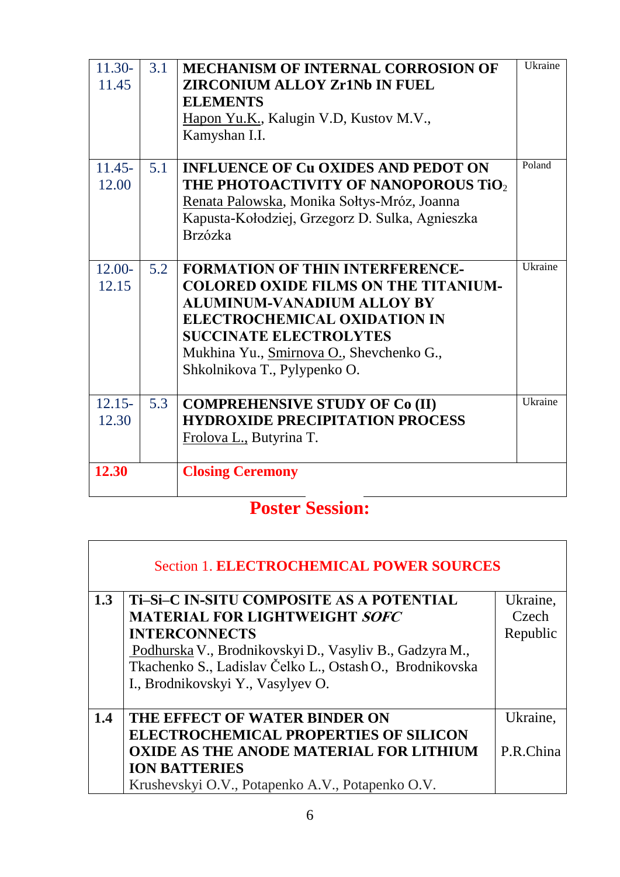| Time | No. | Title / Authors | Country |
|---|---|---|---|
| 11.30-11.45 | 3.1 | **MECHANISM OF INTERNAL CORROSION OF ZIRCONIUM ALLOY Zr1Nb IN FUEL ELEMENTS** <br> Hapon Yu.K., Kalugin V.D, Kustov M.V., Kamyshan I.I. | Ukraine |
| 11.45-12.00 | 5.1 | **INFLUENCE OF Cu OXIDES AND PEDOT ON THE PHOTOACTIVITY OF NANOPOROUS $TiO_2$** <br> Renata Palowska, Monika Sołtys-Mróz, Joanna Kapusta-Kołodziej, Grzegorz D. Sulka, Agnieszka Brzózka | Poland |
| 12.00-12.15 | 5.2 | **FORMATION OF THIN INTERFERENCE-COLORED OXIDE FILMS ON THE TITANIUM-ALUMINUM-VANADIUM ALLOY BY ELECTROCHEMICAL OXIDATION IN SUCCINATE ELECTROLYTES** <br> Mukhina Yu., Smirnova O., Shevchenko G., Shkolnikova T., Pylypenko O. | Ukraine |
| 12.15-12.30 | 5.3 | **COMPREHENSIVE STUDY OF Co (II) HYDROXIDE PRECIPITATION PROCESS** <br> Frolova L., Butyrina T. | Ukraine |
| **12.30** | | **Closing Ceremony** | |

## Poster Session:

| Section 1. **ELECTROCHEMICAL POWER SOURCES** | | |
|---|---|---|
| **1.3** | **Ti–Si–C IN-SITU COMPOSITE AS A POTENTIAL MATERIAL FOR LIGHTWEIGHT *SOFC* INTERCONNECTS** <br> Podhurska V., Brodnikovskyi D., Vasyliv B., Gadzyra M., Tkachenko S., Ladislav Čelko L., Ostash O., Brodnikovska I., Brodnikovskyi Y., Vasylyev O. | Ukraine, Czech Republic |
| **1.4** | **THE EFFECT OF WATER BINDER ON ELECTROCHEMICAL PROPERTIES OF SILICON OXIDE AS THE ANODE MATERIAL FOR LITHIUM ION BATTERIES** <br> Krushevskyi O.V., Potapenko A.V., Potapenko O.V. | Ukraine, P.R.China |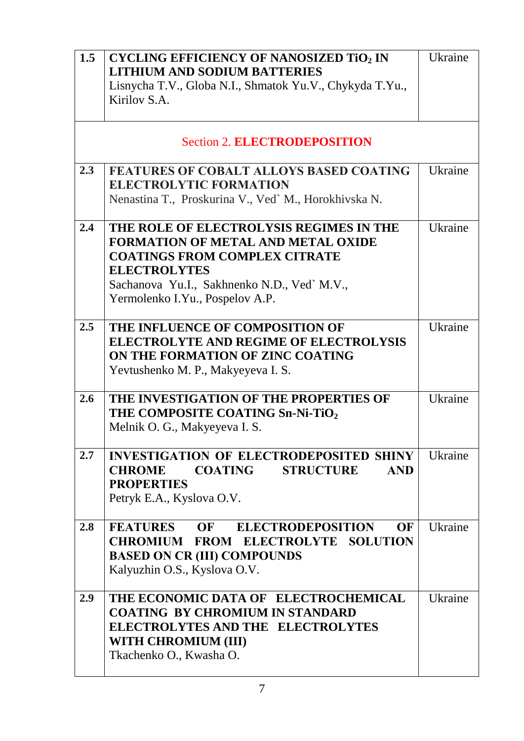| | | |
|---|---|---|
| 1.5 | **CYCLING EFFICIENCY OF NANOSIZED $TiO_2$ IN LITHIUM AND SODIUM BATTERIES**<br>Lisnycha T.V., Globa N.I., Shmatok Yu.V., Chykyda T.Yu., Kirilov S.A. | Ukraine |
| | Section 2. **ELECTRODEPOSITION** | |
| 2.3 | **FEATURES OF COBALT ALLOYS BASED COATING ELECTROLYTIC FORMATION**<br>Nenastina T., Proskurina V., Ved` M., Horokhivska N. | Ukraine |
| 2.4 | **THE ROLE OF ELECTROLYSIS REGIMES IN THE FORMATION OF METAL AND METAL OXIDE COATINGS FROM COMPLEX CITRATE ELECTROLYTES**<br>Sachanova Yu.I., Sakhnenko N.D., Ved` M.V., Yermolenko I.Yu., Pospelov A.P. | Ukraine |
| 2.5 | **THE INFLUENCE OF COMPOSITION OF ELECTROLYTE AND REGIME OF ELECTROLYSIS ON THE FORMATION OF ZINC COATING**<br>Yevtushenko M. P., Makyeyeva I. S. | Ukraine |
| 2.6 | **THE INVESTIGATION OF THE PROPERTIES OF THE COMPOSITE COATING Sn-Ni-$TiO_2$**<br>Melnik O. G., Makyeyeva I. S. | Ukraine |
| 2.7 | **INVESTIGATION OF ELECTRODEPOSITED SHINY CHROME COATING STRUCTURE AND PROPERTIES**<br>Petryk E.A., Kyslova O.V. | Ukraine |
| 2.8 | **FEATURES OF ELECTRODEPOSITION OF CHROMIUM FROM ELECTROLYTE SOLUTION BASED ON CR (III) COMPOUNDS**<br>Kalyuzhin O.S., Kyslova O.V. | Ukraine |
| 2.9 | **THE ECONOMIC DATA OF ELECTROCHEMICAL COATING BY CHROMIUM IN STANDARD ELECTROLYTES AND THE ELECTROLYTES WITH CHROMIUM (III)**<br>Tkachenko O., Kwasha O. | Ukraine |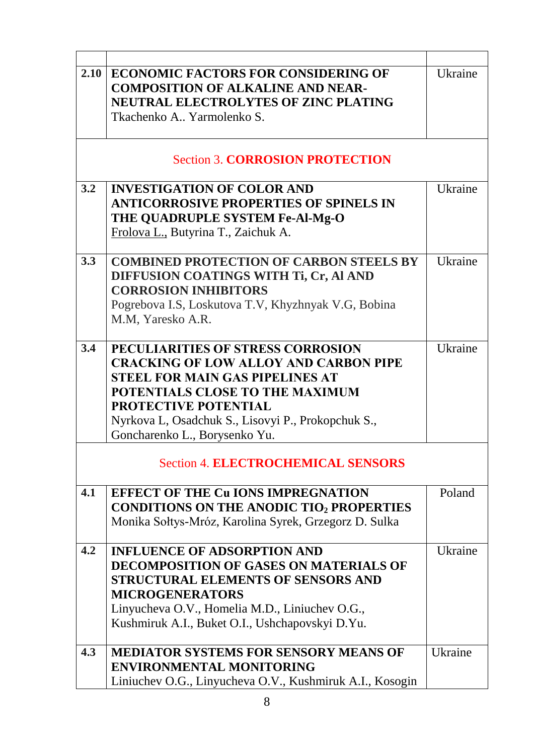| | | |
|---|---|---|
| **2.10** | **ECONOMIC FACTORS FOR CONSIDERING OF COMPOSITION OF ALKALINE AND NEAR-NEUTRAL ELECTROLYTES OF ZINC PLATING**<br>Tkachenko A.. Yarmolenko S. | Ukraine |
| | Section 3. **CORROSION PROTECTION** | |
| **3.2** | **INVESTIGATION OF COLOR AND ANTICORROSIVE PROPERTIES OF SPINELS IN THE QUADRUPLE SYSTEM Fe-Al-Mg-O**<br>Frolova L., Butyrina T., Zaichuk A. | Ukraine |
| **3.3** | **COMBINED PROTECTION OF CARBON STEELS BY DIFFUSION COATINGS WITH Ti, Cr, Al AND CORROSION INHIBITORS**<br>Pogrebova I.S, Loskutova T.V, Khyzhnyak V.G, Bobina M.M, Yaresko A.R. | Ukraine |
| **3.4** | **PECULIARITIES OF STRESS CORROSION CRACKING OF LOW ALLOY AND CARBON PIPE STEEL FOR MAIN GAS PIPELINES AT POTENTIALS CLOSE TO THE MAXIMUM PROTECTIVE POTENTIAL**<br>Nyrkova L, Osadchuk S., Lisovyi P., Prokopchuk S., Goncharenko L., Borysenko Yu. | Ukraine |
| | Section 4. **ELECTROCHEMICAL SENSORS** | |
| **4.1** | **EFFECT OF THE Cu IONS IMPREGNATION CONDITIONS ON THE ANODIC $TiO_2$ PROPERTIES**<br>Monika Sołtys-Mróz, Karolina Syrek, Grzegorz D. Sulka | Poland |
| **4.2** | **INFLUENCE OF ADSORPTION AND DECOMPOSITION OF GASES ON MATERIALS OF STRUCTURAL ELEMENTS OF SENSORS AND MICROGENERATORS**<br>Linyucheva O.V., Homelia M.D., Liniuchev O.G., Kushmiruk A.I., Buket O.I., Ushchapovskyi D.Yu. | Ukraine |
| **4.3** | **MEDIATOR SYSTEMS FOR SENSORY MEANS OF ENVIRONMENTAL MONITORING**<br>Liniuchev O.G., Linyucheva O.V., Kushmiruk A.I., Kosogin | Ukraine |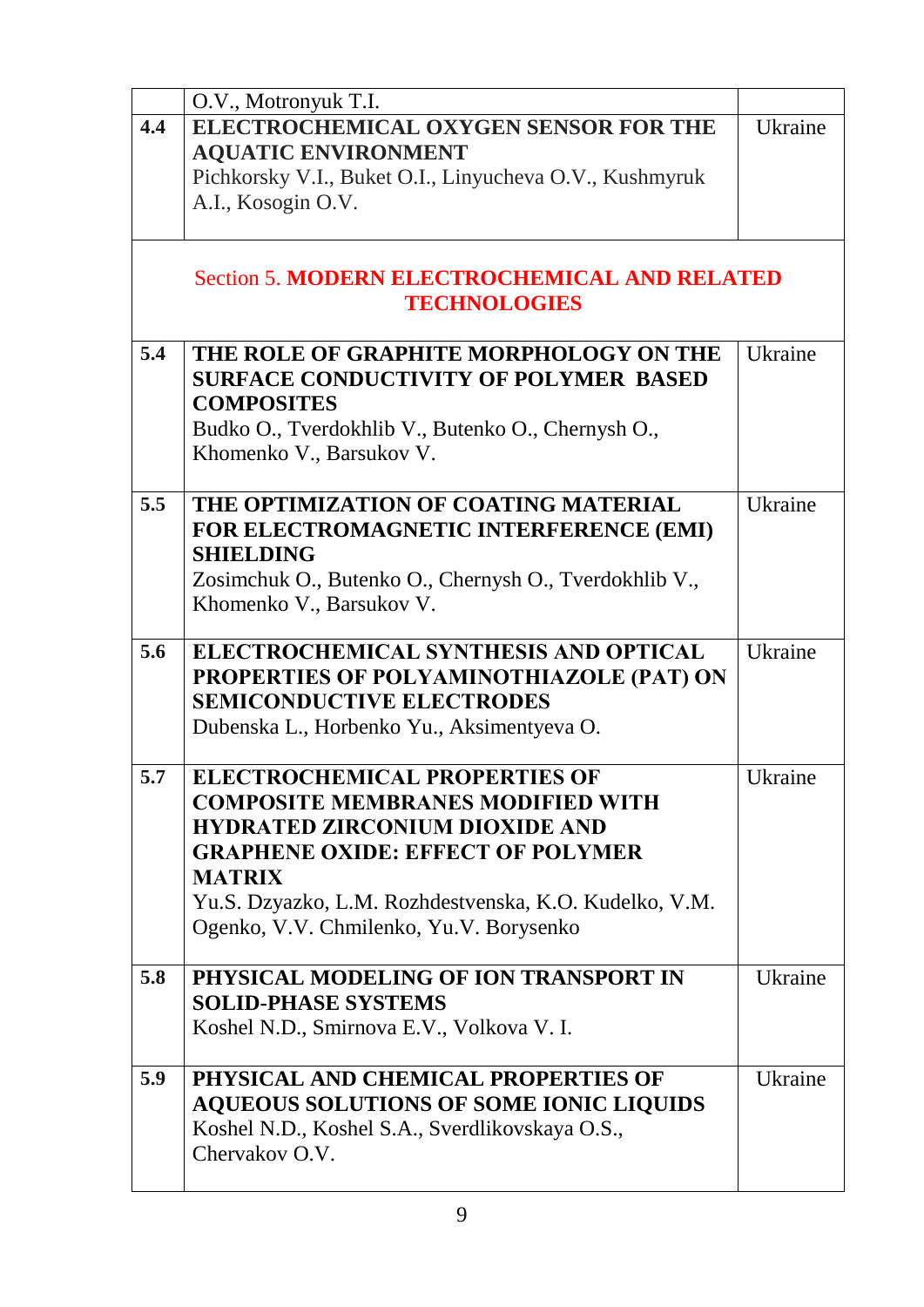| | | |
|---|---|---|
| | O.V., Motronyuk T.I. | |
| **4.4** | **ELECTROCHEMICAL OXYGEN SENSOR FOR THE AQUATIC ENVIRONMENT**<br>Pichkorsky V.I., Buket O.I., Linyucheva O.V., Kushmyruk A.I., Kosogin O.V. | Ukraine |
| | Section 5. **MODERN ELECTROCHEMICAL AND RELATED TECHNOLOGIES** | |
| **5.4** | **THE ROLE OF GRAPHITE MORPHOLOGY ON THE SURFACE CONDUCTIVITY OF POLYMER BASED COMPOSITES**<br>Budko O., Tverdokhlib V., Butenko O., Chernysh O., Khomenko V., Barsukov V. | Ukraine |
| **5.5** | **THE OPTIMIZATION OF COATING MATERIAL FOR ELECTROMAGNETIC INTERFERENCE (EMI) SHIELDING**<br>Zosimchuk O., Butenko O., Chernysh O., Tverdokhlib V., Khomenko V., Barsukov V. | Ukraine |
| **5.6** | **ELECTROCHEMICAL SYNTHESIS AND OPTICAL PROPERTIES OF POLYAMINOTHIAZOLE (PAT) ON SEMICONDUCTIVE ELECTRODES**<br>Dubenska L., Horbenko Yu., Aksimentyeva O. | Ukraine |
| **5.7** | **ELECTROCHEMICAL PROPERTIES OF COMPOSITE MEMBRANES MODIFIED WITH HYDRATED ZIRCONIUM DIOXIDE AND GRAPHENE OXIDE: EFFECT OF POLYMER MATRIX**<br>Yu.S. Dzyazko, L.M. Rozhdestvenska, K.O. Kudelko, V.M. Ogenko, V.V. Chmilenko, Yu.V. Borysenko | Ukraine |
| **5.8** | **PHYSICAL MODELING OF ION TRANSPORT IN SOLID-PHASE SYSTEMS**<br>Koshel N.D., Smirnova E.V., Volkova V. I. | Ukraine |
| **5.9** | **PHYSICAL AND CHEMICAL PROPERTIES OF AQUEOUS SOLUTIONS OF SOME IONIC LIQUIDS**<br>Koshel N.D., Koshel S.A., Sverdlikovskaya O.S., Chervakov O.V. | Ukraine |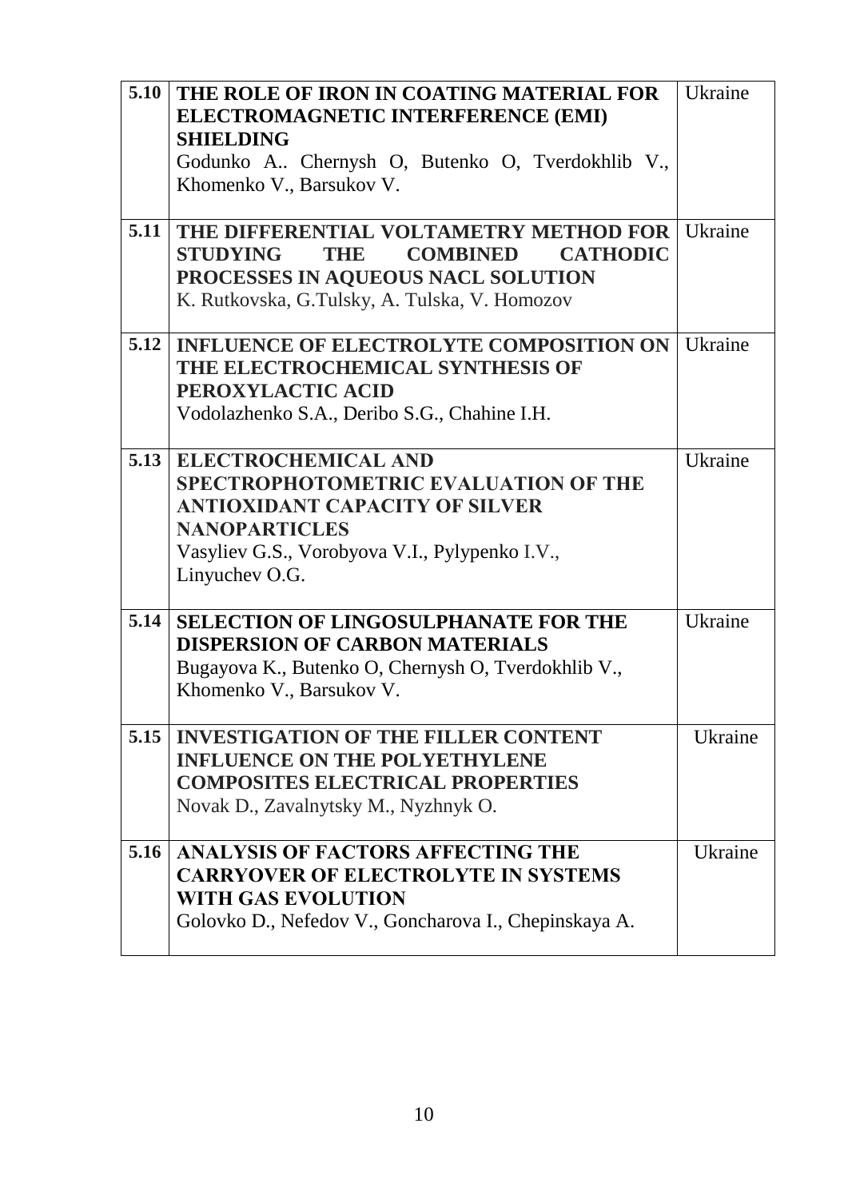| | | |
|---|---|---|
| 5.10 | **THE ROLE OF IRON IN COATING MATERIAL FOR ELECTROMAGNETIC INTERFERENCE (EMI) SHIELDING**<br>Godunko A.. Chernysh O, Butenko O, Tverdokhlib V., Khomenko V., Barsukov V. | Ukraine |
| 5.11 | **THE DIFFERENTIAL VOLTAMETRY METHOD FOR STUDYING THE COMBINED CATHODIC PROCESSES IN AQUEOUS NACL SOLUTION**<br>K. Rutkovska, G.Tulsky, A. Tulska, V. Homozov | Ukraine |
| 5.12 | **INFLUENCE OF ELECTROLYTE COMPOSITION ON THE ELECTROCHEMICAL SYNTHESIS OF PEROXYLACTIC ACID**<br>Vodolazhenko S.A., Deribo S.G., Chahine I.H. | Ukraine |
| 5.13 | **ELECTROCHEMICAL AND SPECTROPHOTOMETRIC EVALUATION OF THE ANTIOXIDANT CAPACITY OF SILVER NANOPARTICLES**<br>Vasyliev G.S., Vorobyova V.I., Pylypenko I.V., Linyuchev O.G. | Ukraine |
| 5.14 | **SELECTION OF LINGOSULPHANATE FOR THE DISPERSION OF CARBON MATERIALS**<br>Bugayova K., Butenko O, Chernysh O, Tverdokhlib V., Khomenko V., Barsukov V. | Ukraine |
| 5.15 | **INVESTIGATION OF THE FILLER CONTENT INFLUENCE ON THE POLYETHYLENE COMPOSITES ELECTRICAL PROPERTIES**<br>Novak D., Zavalnytsky M., Nyzhnyk O. | Ukraine |
| 5.16 | **ANALYSIS OF FACTORS AFFECTING THE CARRYOVER OF ELECTROLYTE IN SYSTEMS WITH GAS EVOLUTION**<br>Golovko D., Nefedov V., Goncharova I., Chepinskaya A. | Ukraine |